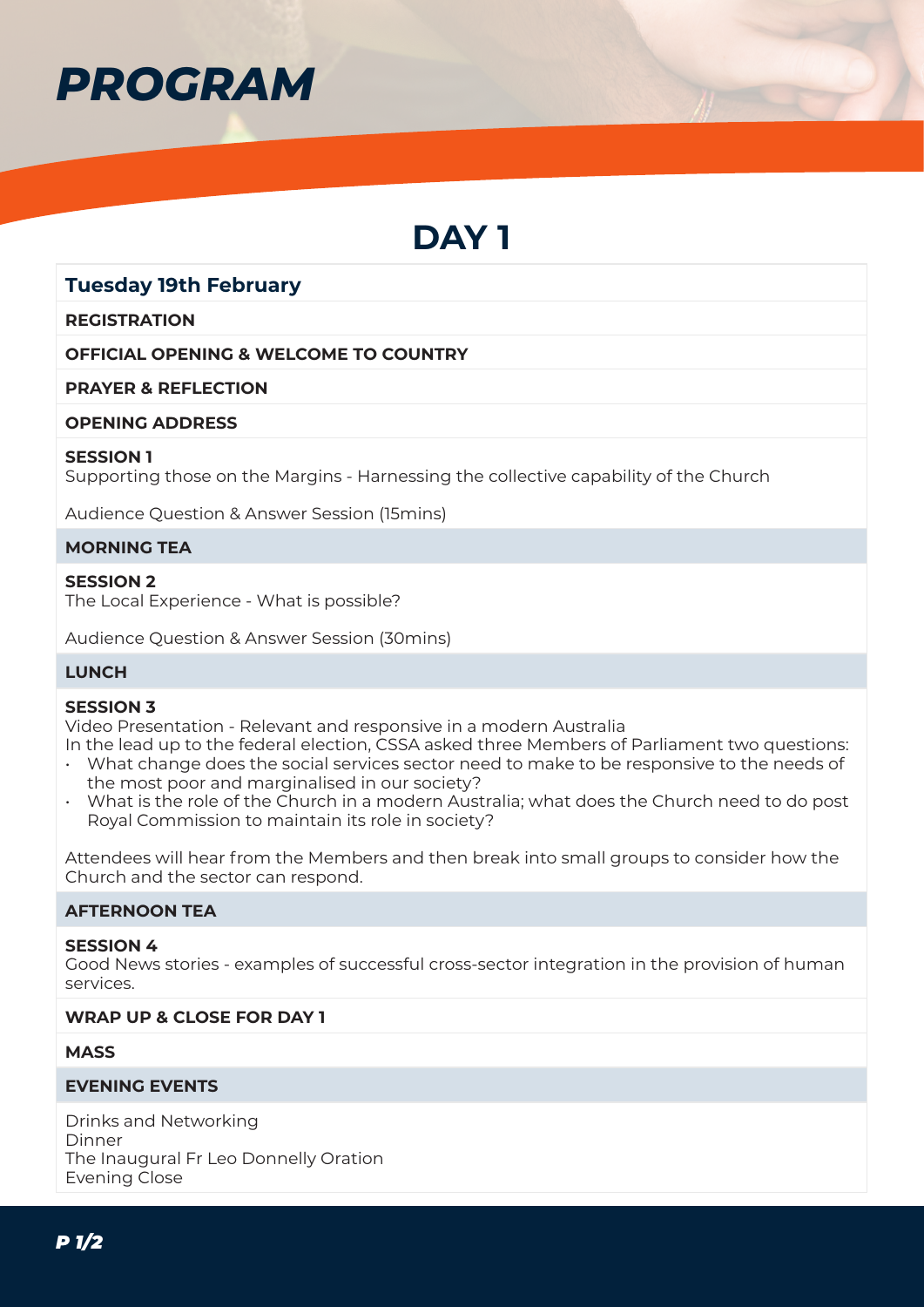# PROGRAM

## DAY 1

### Tuesday 19th February

**REGISTRATION**

**OFFICIAL OPENING & WELCOME TO COUNTRY**

**PRAYER & REFLECTION**

**OPENING ADDRESS**

**SESSION 1**
Supporting those on the Margins - Harnessing the collective capability of the Church

Audience Question & Answer Session (15mins)

**MORNING TEA**

**SESSION 2**
The Local Experience - What is possible?

Audience Question & Answer Session (30mins)

**LUNCH**

**SESSION 3**
Video Presentation - Relevant and responsive in a modern Australia
In the lead up to the federal election, CSSA asked three Members of Parliament two questions:

- What change does the social services sector need to make to be responsive to the needs of the most poor and marginalised in our society?
- What is the role of the Church in a modern Australia; what does the Church need to do post Royal Commission to maintain its role in society?

Attendees will hear from the Members and then break into small groups to consider how the Church and the sector can respond.

**AFTERNOON TEA**

**SESSION 4**
Good News stories - examples of successful cross-sector integration in the provision of human services.

**WRAP UP & CLOSE FOR DAY 1**

**MASS**

**EVENING EVENTS**

Drinks and Networking
Dinner
The Inaugural Fr Leo Donnelly Oration
Evening Close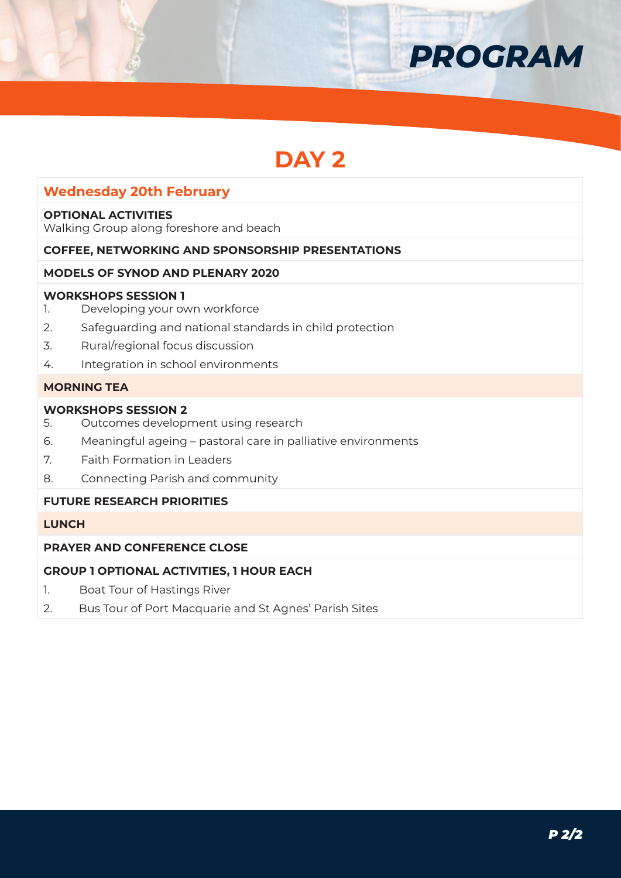# PROGRAM

## DAY 2

### Wednesday 20th February

**OPTIONAL ACTIVITIES**
Walking Group along foreshore and beach

**COFFEE, NETWORKING AND SPONSORSHIP PRESENTATIONS**

**MODELS OF SYNOD AND PLENARY 2020**

**WORKSHOPS SESSION 1**

1. Developing your own workforce
2. Safeguarding and national standards in child protection
3. Rural/regional focus discussion
4. Integration in school environments

**MORNING TEA**

**WORKSHOPS SESSION 2**

5. Outcomes development using research
6. Meaningful ageing – pastoral care in palliative environments
7. Faith Formation in Leaders
8. Connecting Parish and community

**FUTURE RESEARCH PRIORITIES**

**LUNCH**

**PRAYER AND CONFERENCE CLOSE**

**GROUP 1 OPTIONAL ACTIVITIES, 1 HOUR EACH**

1. Boat Tour of Hastings River
2. Bus Tour of Port Macquarie and St Agnes' Parish Sites